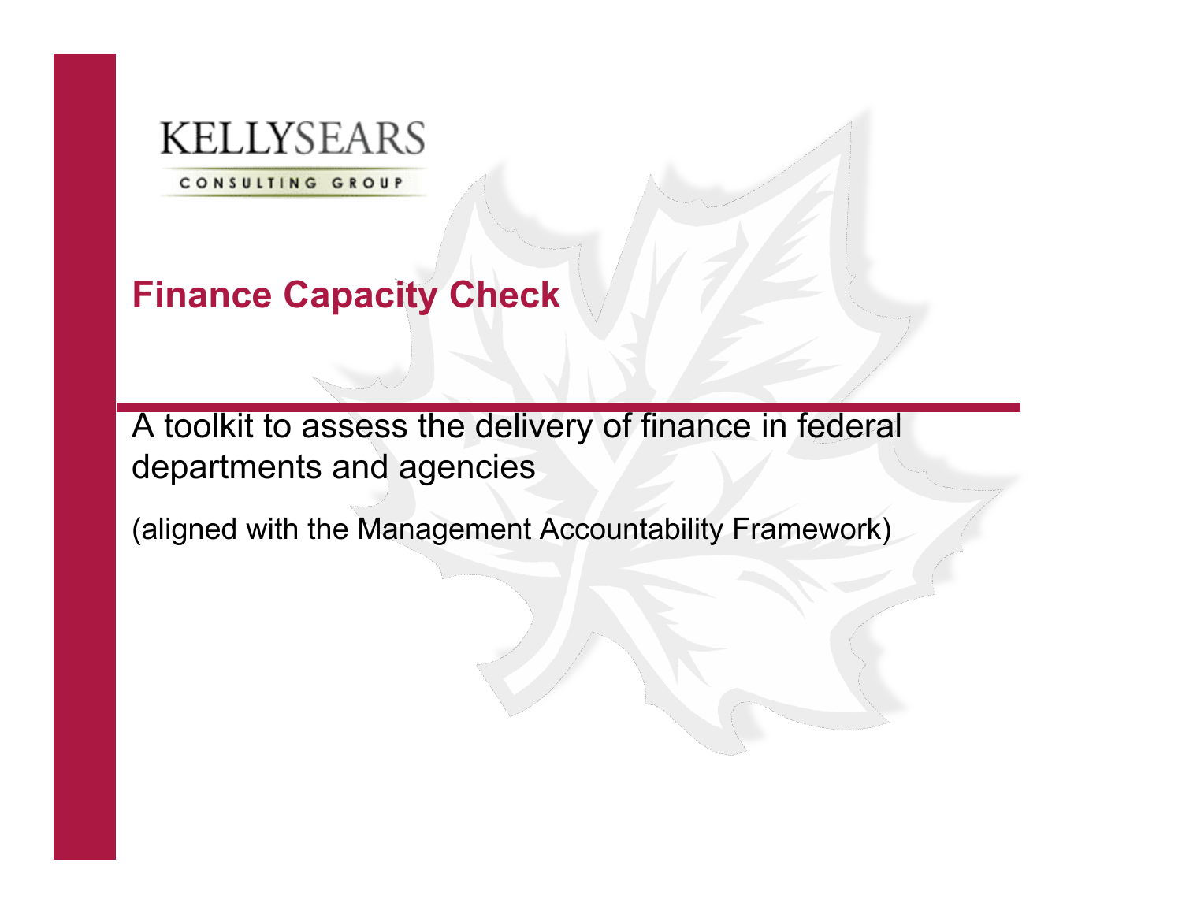KELLYSEARS

CONSULTING GROUP

# Finance Capacity Check

A toolkit to assess the delivery of finance in federal departments and agencies

(aligned with the Management Accountability Framework)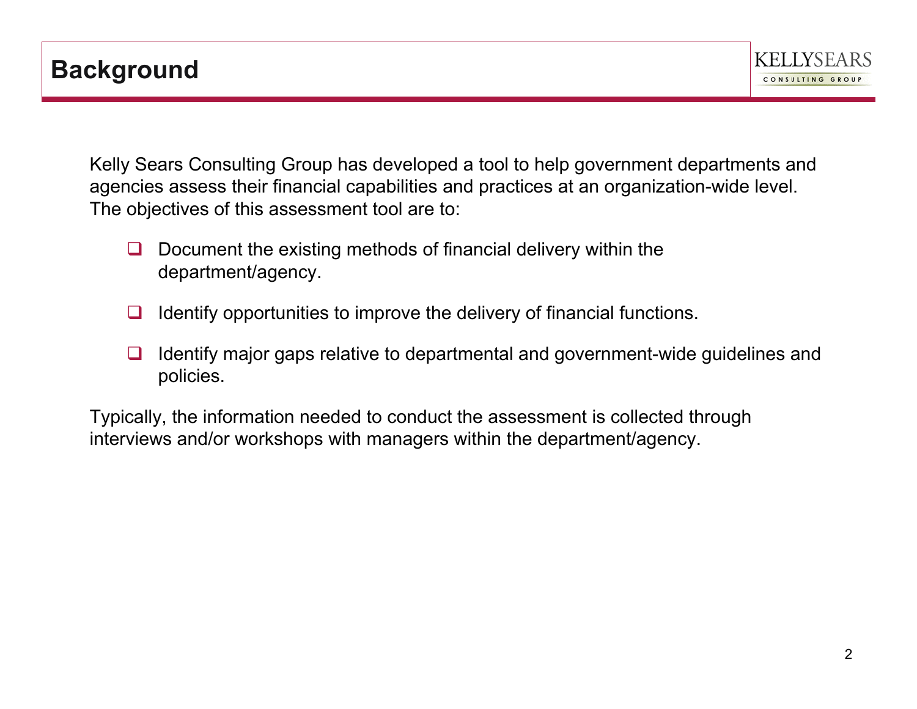# Background

Kelly Sears Consulting Group has developed a tool to help government departments and agencies assess their financial capabilities and practices at an organization-wide level. The objectives of this assessment tool are to:

- Document the existing methods of financial delivery within the department/agency.
- Identify opportunities to improve the delivery of financial functions.
- Identify major gaps relative to departmental and government-wide guidelines and policies.

Typically, the information needed to conduct the assessment is collected through interviews and/or workshops with managers within the department/agency.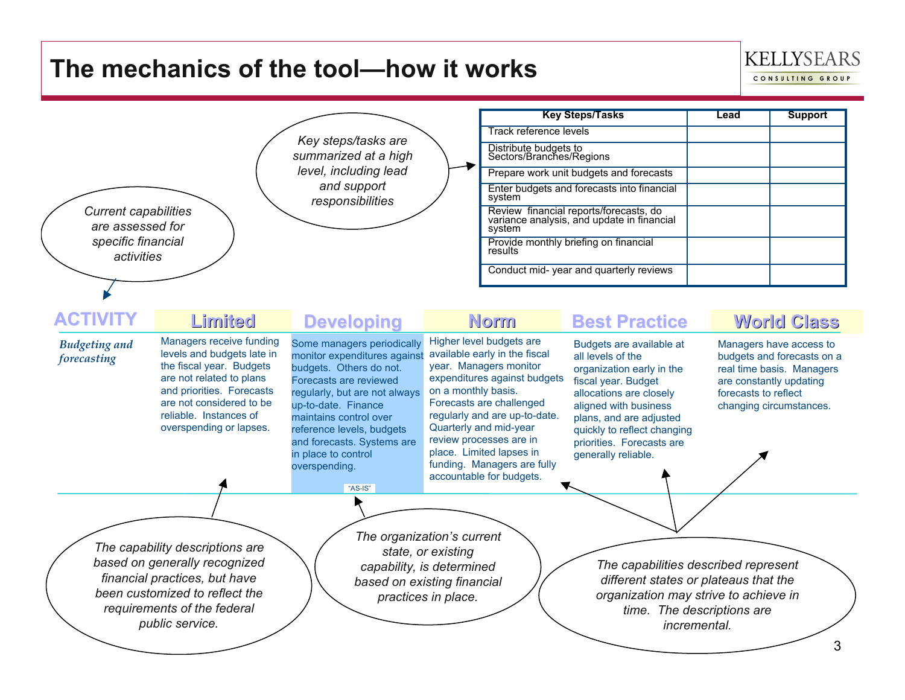# The mechanics of the tool—how it works

*Key steps/tasks are summarized at a high level, including lead and support responsibilities*

| Key Steps/Tasks | Lead | Support |
|---|---|---|
| Track reference levels | | |
| Distribute budgets to Sectors/Branches/Regions | | |
| Prepare work unit budgets and forecasts | | |
| Enter budgets and forecasts into financial system | | |
| Review financial reports/forecasts, do variance analysis, and update in financial system | | |
| Provide monthly briefing on financial results | | |
| Conduct mid- year and quarterly reviews | | |

*Current capabilities are assessed for specific financial activities*

| ACTIVITY | Limited | Developing | Norm | Best Practice | World Class |
|---|---|---|---|---|---|
| *Budgeting and forecasting* | Managers receive funding levels and budgets late in the fiscal year. Budgets are not related to plans and priorities. Forecasts are not considered to be reliable. Instances of overspending or lapses. | Some managers periodically monitor expenditures against budgets. Others do not. Forecasts are reviewed regularly, but are not always up-to-date. Finance maintains control over reference levels, budgets and forecasts. Systems are in place to control overspending. "AS-IS" | Higher level budgets are available early in the fiscal year. Managers monitor expenditures against budgets on a monthly basis. Forecasts are challenged regularly and are up-to-date. Quarterly and mid-year review processes are in place. Limited lapses in funding. Managers are fully accountable for budgets. | Budgets are available at all levels of the organization early in the fiscal year. Budget allocations are closely aligned with business plans, and are adjusted quickly to reflect changing priorities. Forecasts are generally reliable. | Managers have access to budgets and forecasts on a real time basis. Managers are constantly updating forecasts to reflect changing circumstances. |

*The capability descriptions are based on generally recognized financial practices, but have been customized to reflect the requirements of the federal public service.*

*The organization's current state, or existing capability, is determined based on existing financial practices in place.*

*The capabilities described represent different states or plateaus that the organization may strive to achieve in time. The descriptions are incremental.*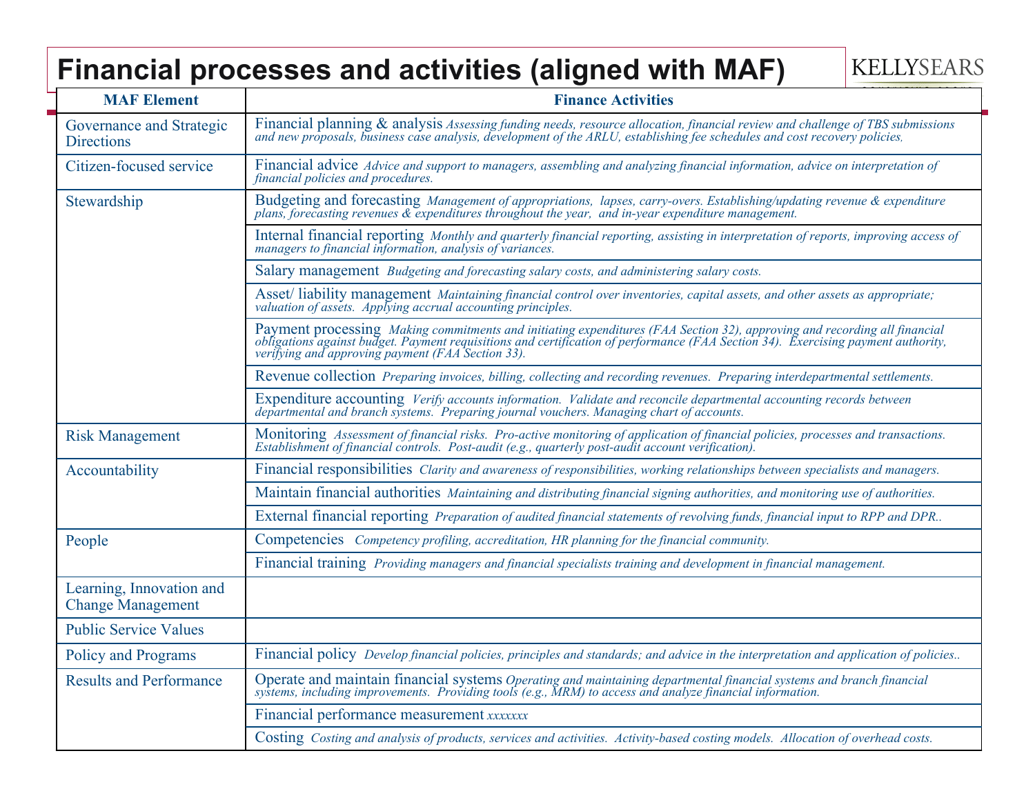# Financial processes and activities (aligned with MAF)

| MAF Element | Finance Activities |
|---|---|
| Governance and Strategic Directions | Financial planning & analysis *Assessing funding needs, resource allocation, financial review and challenge of TBS submissions and new proposals, business case analysis, development of the ARLU, establishing fee schedules and cost recovery policies,* |
| Citizen-focused service | Financial advice *Advice and support to managers, assembling and analyzing financial information, advice on interpretation of financial policies and procedures.* |
| Stewardship | Budgeting and forecasting *Management of appropriations, lapses, carry-overs. Establishing/updating revenue & expenditure plans, forecasting revenues & expenditures throughout the year, and in-year expenditure management.* |
| | Internal financial reporting *Monthly and quarterly financial reporting, assisting in interpretation of reports, improving access of managers to financial information, analysis of variances.* |
| | Salary management *Budgeting and forecasting salary costs, and administering salary costs.* |
| | Asset/ liability management *Maintaining financial control over inventories, capital assets, and other assets as appropriate; valuation of assets. Applying accrual accounting principles.* |
| | Payment processing *Making commitments and initiating expenditures (FAA Section 32), approving and recording all financial obligations against budget. Payment requisitions and certification of performance (FAA Section 34). Exercising payment authority, verifying and approving payment (FAA Section 33).* |
| | Revenue collection *Preparing invoices, billing, collecting and recording revenues. Preparing interdepartmental settlements.* |
| | Expenditure accounting *Verify accounts information. Validate and reconcile departmental accounting records between departmental and branch systems. Preparing journal vouchers. Managing chart of accounts.* |
| Risk Management | Monitoring *Assessment of financial risks. Pro-active monitoring of application of financial policies, processes and transactions. Establishment of financial controls. Post-audit (e.g., quarterly post-audit account verification).* |
| Accountability | Financial responsibilities *Clarity and awareness of responsibilities, working relationships between specialists and managers.* |
| | Maintain financial authorities *Maintaining and distributing financial signing authorities, and monitoring use of authorities.* |
| | External financial reporting *Preparation of audited financial statements of revolving funds, financial input to RPP and DPR..* |
| People | Competencies *Competency profiling, accreditation, HR planning for the financial community.* |
| | Financial training *Providing managers and financial specialists training and development in financial management.* |
| Learning, Innovation and Change Management | |
| Public Service Values | |
| Policy and Programs | Financial policy *Develop financial policies, principles and standards; and advice in the interpretation and application of policies..* |
| Results and Performance | Operate and maintain financial systems *Operating and maintaining departmental financial systems and branch financial systems, including improvements. Providing tools (e.g., MRM) to access and analyze financial information.* |
| | Financial performance measurement *xxxxxxx* |
| | Costing *Costing and analysis of products, services and activities. Activity-based costing models. Allocation of overhead costs.* |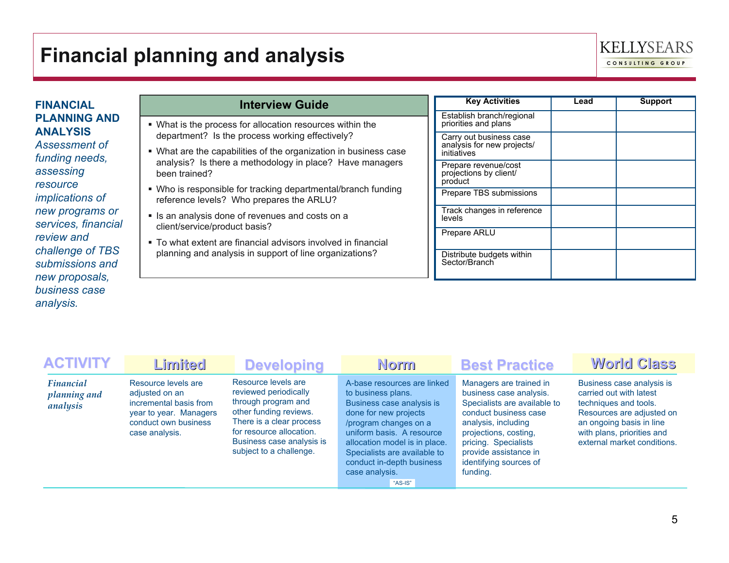# Financial planning and analysis

**FINANCIAL PLANNING AND ANALYSIS**

*Assessment of funding needs, assessing resource implications of new programs or services, financial review and challenge of TBS submissions and new proposals, business case analysis.*

## Interview Guide

- What is the process for allocation resources within the department? Is the process working effectively?
- What are the capabilities of the organization in business case analysis? Is there a methodology in place? Have managers been trained?
- Who is responsible for tracking departmental/branch funding reference levels? Who prepares the ARLU?
- Is an analysis done of revenues and costs on a client/service/product basis?
- To what extent are financial advisors involved in financial planning and analysis in support of line organizations?

| Key Activities | Lead | Support |
|---|---|---|
| Establish branch/regional priorities and plans | | |
| Carry out business case analysis for new projects/ initiatives | | |
| Prepare revenue/cost projections by client/ product | | |
| Prepare TBS submissions | | |
| Track changes in reference levels | | |
| Prepare ARLU | | |
| Distribute budgets within Sector/Branch | | |

| ACTIVITY | Limited | Developing | Norm | Best Practice | World Class |
|---|---|---|---|---|---|
| *Financial planning and analysis* | Resource levels are adjusted on an incremental basis from year to year. Managers conduct own business case analysis. | Resource levels are reviewed periodically through program and other funding reviews. There is a clear process for resource allocation. Business case analysis is subject to a challenge. | A-base resources are linked to business plans. Business case analysis is done for new projects /program changes on a uniform basis. A resource allocation model is in place. Specialists are available to conduct in-depth business case analysis. "AS-IS" | Managers are trained in business case analysis. Specialists are available to conduct business case analysis, including projections, costing, pricing. Specialists provide assistance in identifying sources of funding. | Business case analysis is carried out with latest techniques and tools. Resources are adjusted on an ongoing basis in line with plans, priorities and external market conditions. |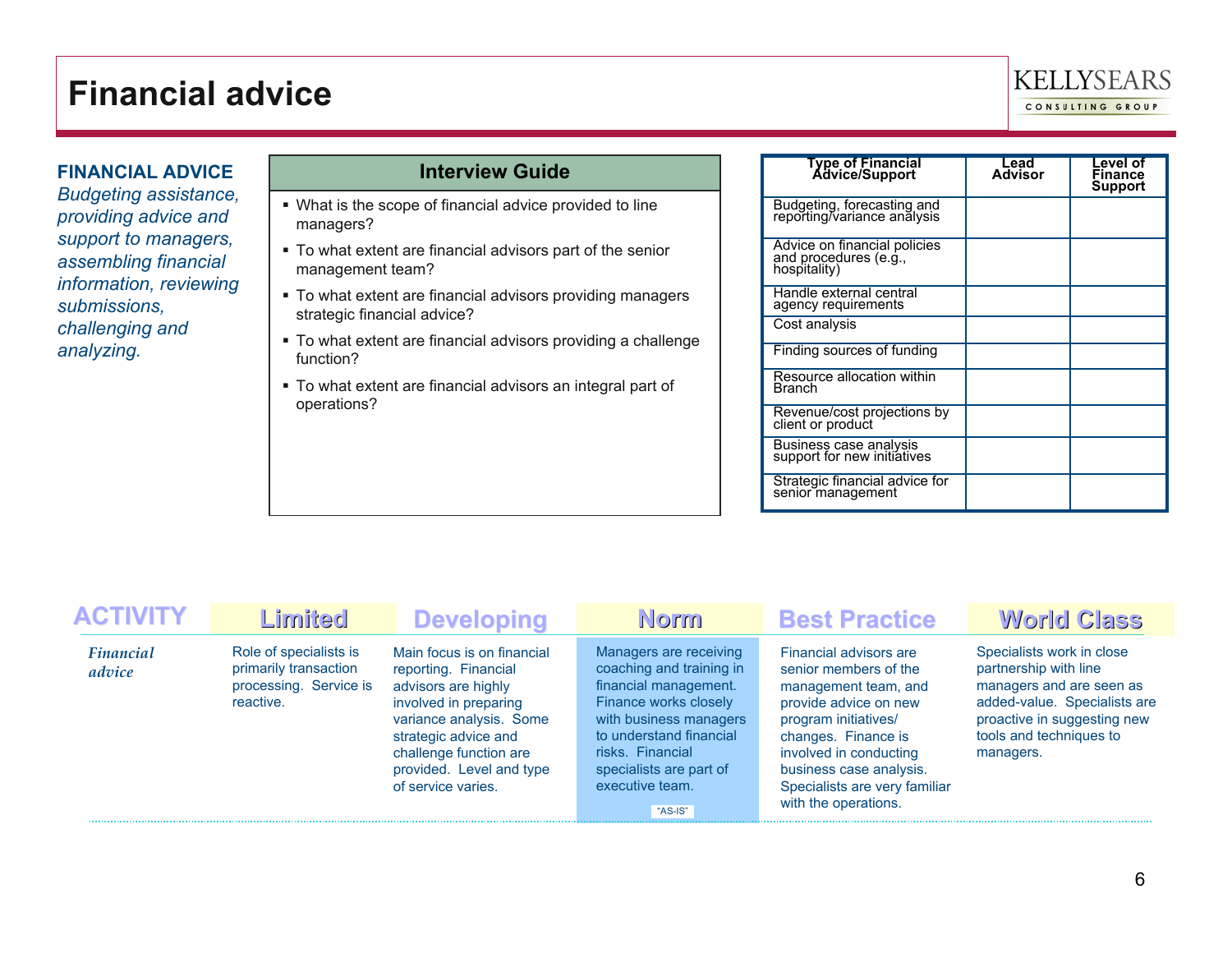# Financial advice

KELLYSEARS CONSULTING GROUP

**FINANCIAL ADVICE**
*Budgeting assistance, providing advice and support to managers, assembling financial information, reviewing submissions, challenging and analyzing.*

### Interview Guide

- What is the scope of financial advice provided to line managers?
- To what extent are financial advisors part of the senior management team?
- To what extent are financial advisors providing managers strategic financial advice?
- To what extent are financial advisors providing a challenge function?
- To what extent are financial advisors an integral part of operations?

| Type of Financial Advice/Support | Lead Advisor | Level of Finance Support |
|---|---|---|
| Budgeting, forecasting and reporting/variance analysis | | |
| Advice on financial policies and procedures (e.g., hospitality) | | |
| Handle external central agency requirements | | |
| Cost analysis | | |
| Finding sources of funding | | |
| Resource allocation within Branch | | |
| Revenue/cost projections by client or product | | |
| Business case analysis support for new initiatives | | |
| Strategic financial advice for senior management | | |

| ACTIVITY | Limited | Developing | Norm | Best Practice | World Class |
|---|---|---|---|---|---|
| *Financial advice* | Role of specialists is primarily transaction processing. Service is reactive. | Main focus is on financial reporting. Financial advisors are highly involved in preparing variance analysis. Some strategic advice and challenge function are provided. Level and type of service varies. | Managers are receiving coaching and training in financial management. Finance works closely with business managers to understand financial risks. Financial specialists are part of executive team. "AS-IS" | Financial advisors are senior members of the management team, and provide advice on new program initiatives/ changes. Finance is involved in conducting business case analysis. Specialists are very familiar with the operations. | Specialists work in close partnership with line managers and are seen as added-value. Specialists are proactive in suggesting new tools and techniques to managers. |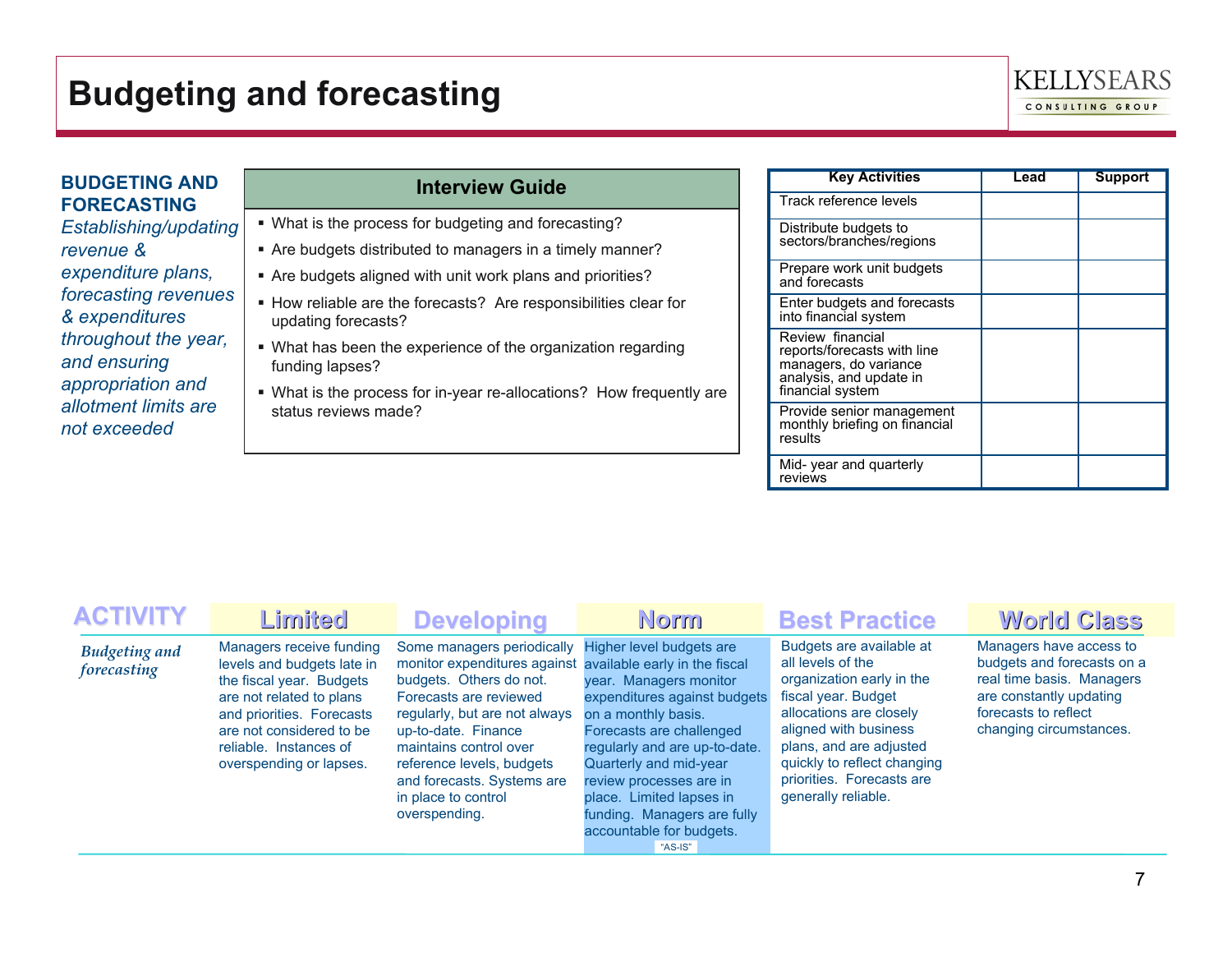# Budgeting and forecasting

**BUDGETING AND FORECASTING**
*Establishing/updating revenue & expenditure plans, forecasting revenues & expenditures throughout the year, and ensuring appropriation and allotment limits are not exceeded*

## Interview Guide

- What is the process for budgeting and forecasting?
- Are budgets distributed to managers in a timely manner?
- Are budgets aligned with unit work plans and priorities?
- How reliable are the forecasts? Are responsibilities clear for updating forecasts?
- What has been the experience of the organization regarding funding lapses?
- What is the process for in-year re-allocations? How frequently are status reviews made?

| Key Activities | Lead | Support |
|---|---|---|
| Track reference levels | | |
| Distribute budgets to sectors/branches/regions | | |
| Prepare work unit budgets and forecasts | | |
| Enter budgets and forecasts into financial system | | |
| Review financial reports/forecasts with line managers, do variance analysis, and update in financial system | | |
| Provide senior management monthly briefing on financial results | | |
| Mid- year and quarterly reviews | | |

| ACTIVITY | Limited | Developing | Norm | Best Practice | World Class |
|---|---|---|---|---|---|
| *Budgeting and forecasting* | Managers receive funding levels and budgets late in the fiscal year. Budgets are not related to plans and priorities. Forecasts are not considered to be reliable. Instances of overspending or lapses. | Some managers periodically monitor expenditures against budgets. Others do not. Forecasts are reviewed regularly, but are not always up-to-date. Finance maintains control over reference levels, budgets and forecasts. Systems are in place to control overspending. | Higher level budgets are available early in the fiscal year. Managers monitor expenditures against budgets on a monthly basis. Forecasts are challenged regularly and are up-to-date. Quarterly and mid-year review processes are in place. Limited lapses in funding. Managers are fully accountable for budgets. "AS-IS" | Budgets are available at all levels of the organization early in the fiscal year. Budget allocations are closely aligned with business plans, and are adjusted quickly to reflect changing priorities. Forecasts are generally reliable. | Managers have access to budgets and forecasts on a real time basis. Managers are constantly updating forecasts to reflect changing circumstances. |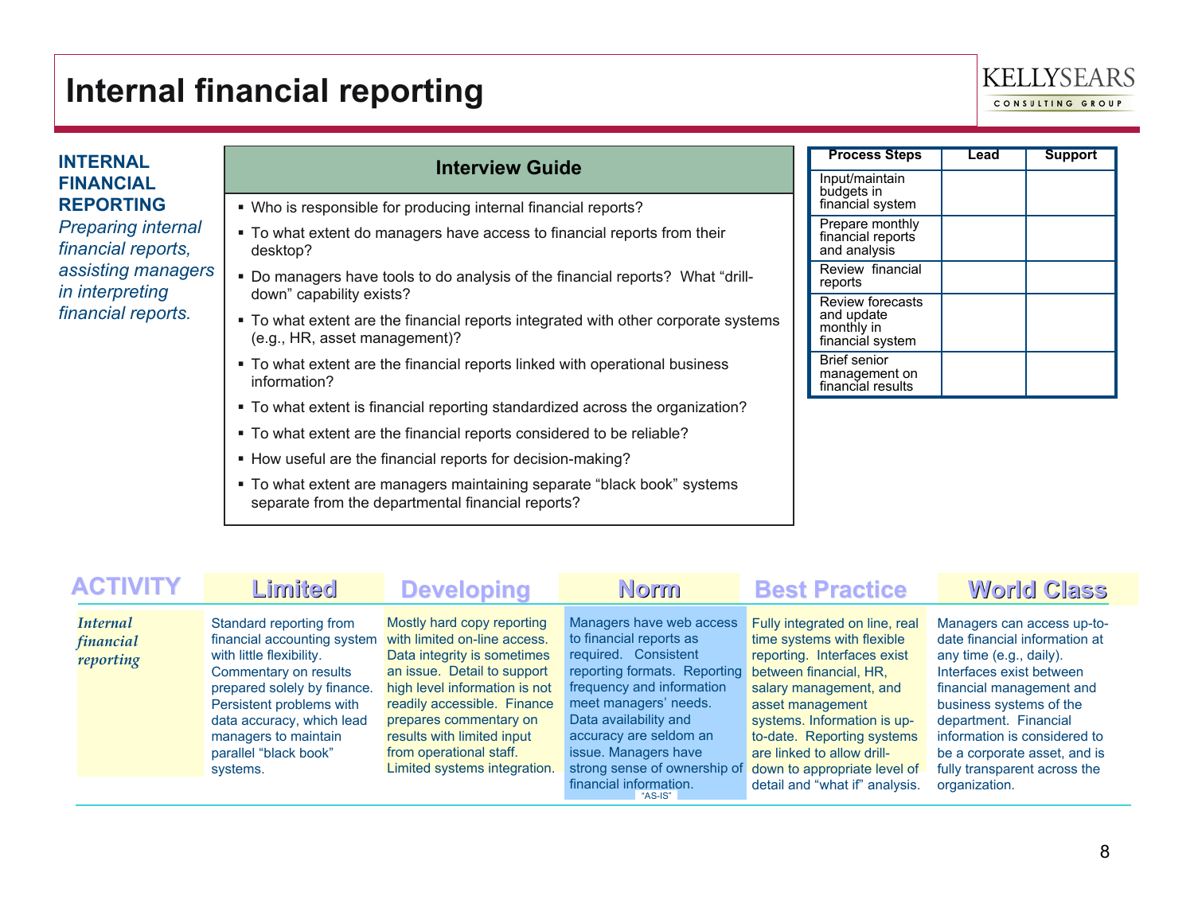# Internal financial reporting

**INTERNAL FINANCIAL REPORTING**

*Preparing internal financial reports, assisting managers in interpreting financial reports.*

## Interview Guide

- Who is responsible for producing internal financial reports?
- To what extent do managers have access to financial reports from their desktop?
- Do managers have tools to do analysis of the financial reports? What "drill-down" capability exists?
- To what extent are the financial reports integrated with other corporate systems (e.g., HR, asset management)?
- To what extent are the financial reports linked with operational business information?
- To what extent is financial reporting standardized across the organization?
- To what extent are the financial reports considered to be reliable?
- How useful are the financial reports for decision-making?
- To what extent are managers maintaining separate "black book" systems separate from the departmental financial reports?

| Process Steps | Lead | Support |
|---|---|---|
| Input/maintain budgets in financial system | | |
| Prepare monthly financial reports and analysis | | |
| Review financial reports | | |
| Review forecasts and update monthly in financial system | | |
| Brief senior management on financial results | | |

| ACTIVITY | Limited | Developing | Norm | Best Practice | World Class |
|---|---|---|---|---|---|
| *Internal financial reporting* | Standard reporting from financial accounting system with little flexibility. Commentary on results prepared solely by finance. Persistent problems with data accuracy, which lead managers to maintain parallel "black book" systems. | Mostly hard copy reporting with limited on-line access. Data integrity is sometimes an issue. Detail to support high level information is not readily accessible. Finance prepares commentary on results with limited input from operational staff. Limited systems integration. | Managers have web access to financial reports as required. Consistent reporting formats. Reporting frequency and information meet managers' needs. Data availability and accuracy are seldom an issue. Managers have strong sense of ownership of financial information. "AS-IS" | Fully integrated on line, real time systems with flexible reporting. Interfaces exist between financial, HR, salary management, and asset management systems. Information is up-to-date. Reporting systems are linked to allow drill-down to appropriate level of detail and "what if" analysis. | Managers can access up-to-date financial information at any time (e.g., daily). Interfaces exist between financial management and business systems of the department. Financial information is considered to be a corporate asset, and is fully transparent across the organization. |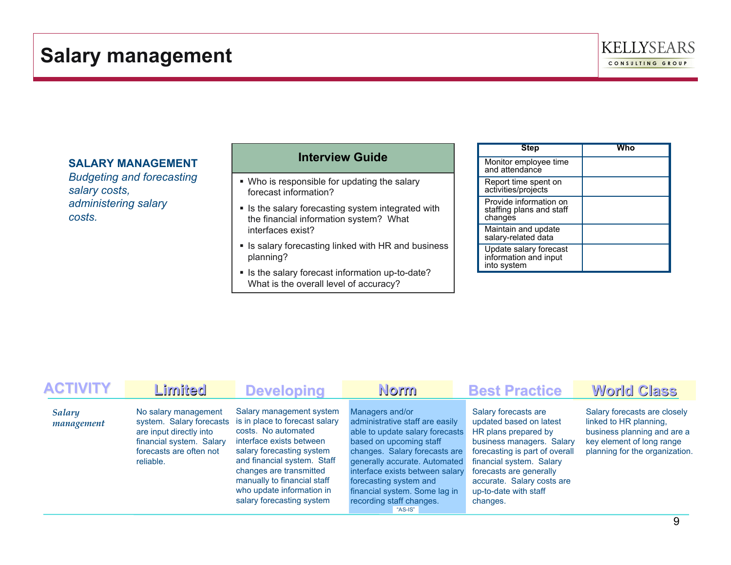# Salary management

**SALARY MANAGEMENT**
*Budgeting and forecasting salary costs, administering salary costs.*

## Interview Guide

- Who is responsible for updating the salary forecast information?
- Is the salary forecasting system integrated with the financial information system? What interfaces exist?
- Is salary forecasting linked with HR and business planning?
- Is the salary forecast information up-to-date? What is the overall level of accuracy?

| Step | Who |
|---|---|
| Monitor employee time and attendance | |
| Report time spent on activities/projects | |
| Provide information on staffing plans and staff changes | |
| Maintain and update salary-related data | |
| Update salary forecast information and input into system | |

| ACTIVITY | Limited | Developing | Norm | Best Practice | World Class |
|---|---|---|---|---|---|
| *Salary management* | No salary management system. Salary forecasts are input directly into financial system. Salary forecasts are often not reliable. | Salary management system is in place to forecast salary costs. No automated interface exists between salary forecasting system and financial system. Staff changes are transmitted manually to financial staff who update information in salary forecasting system | Managers and/or administrative staff are easily able to update salary forecasts based on upcoming staff changes. Salary forecasts are generally accurate. Automated interface exists between salary forecasting system and financial system. Some lag in recording staff changes. "AS-IS" | Salary forecasts are updated based on latest HR plans prepared by business managers. Salary forecasting is part of overall financial system. Salary forecasts are generally accurate. Salary costs are up-to-date with staff changes. | Salary forecasts are closely linked to HR planning, business planning and are a key element of long range planning for the organization. |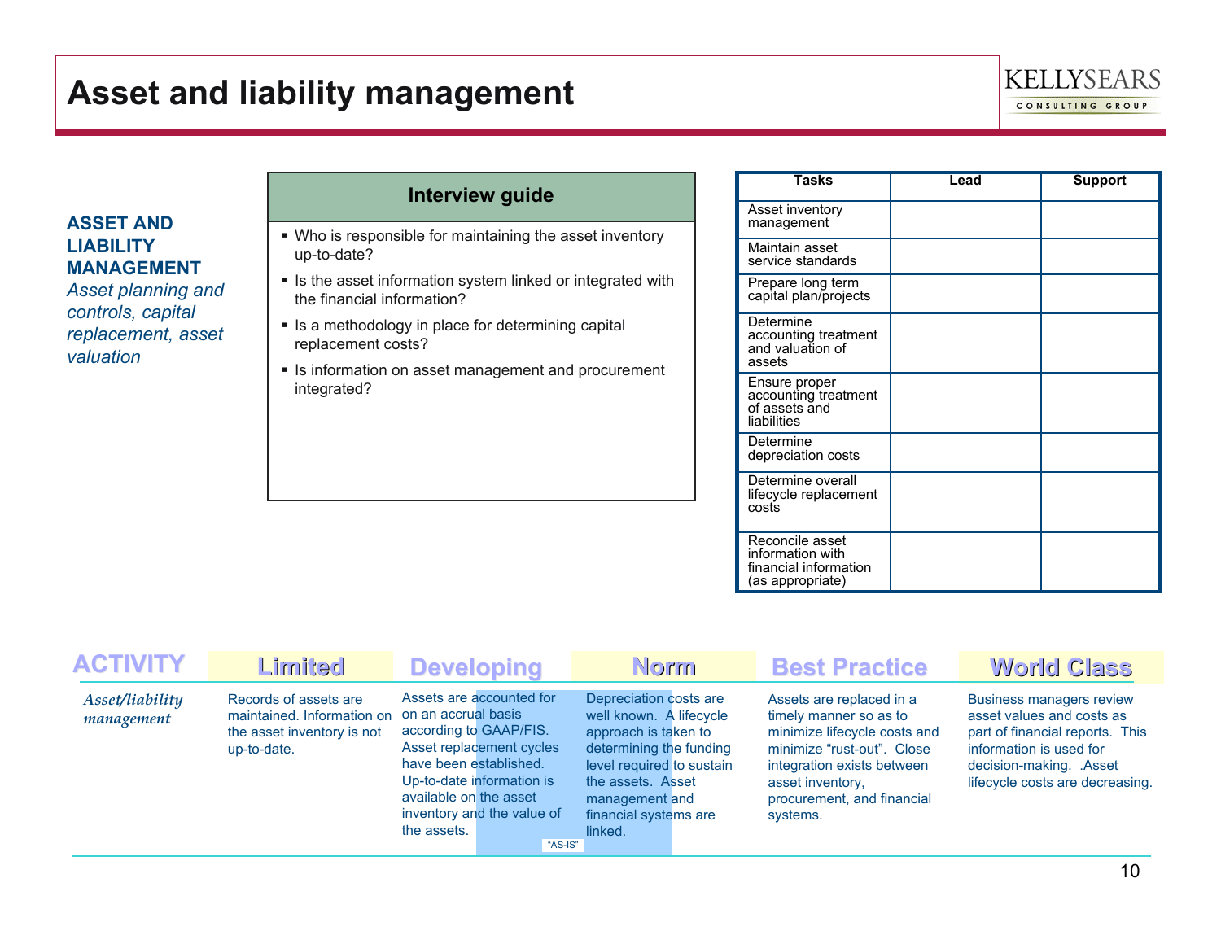# Asset and liability management

**ASSET AND LIABILITY MANAGEMENT**
*Asset planning and controls, capital replacement, asset valuation*

**Interview guide**

- Who is responsible for maintaining the asset inventory up-to-date?
- Is the asset information system linked or integrated with the financial information?
- Is a methodology in place for determining capital replacement costs?
- Is information on asset management and procurement integrated?

| Tasks | Lead | Support |
|---|---|---|
| Asset inventory management | | |
| Maintain asset service standards | | |
| Prepare long term capital plan/projects | | |
| Determine accounting treatment and valuation of assets | | |
| Ensure proper accounting treatment of assets and liabilities | | |
| Determine depreciation costs | | |
| Determine overall lifecycle replacement costs | | |
| Reconcile asset information with financial information (as appropriate) | | |

| ACTIVITY | Limited | Developing | Norm | Best Practice | World Class |
|---|---|---|---|---|---|
| *Asset/liability management* | Records of assets are maintained. Information on the asset inventory is not up-to-date. | Assets are accounted for on an accrual basis according to GAAP/FIS. Asset replacement cycles have been established. Up-to-date information is available on the asset inventory and the value of the assets. | Depreciation costs are well known. A lifecycle approach is taken to determining the funding level required to sustain the assets. Asset management and financial systems are linked. | Assets are replaced in a timely manner so as to minimize lifecycle costs and minimize “rust-out”. Close integration exists between asset inventory, procurement, and financial systems. | Business managers review asset values and costs as part of financial reports. This information is used for decision-making. .Asset lifecycle costs are decreasing. |

“AS-IS”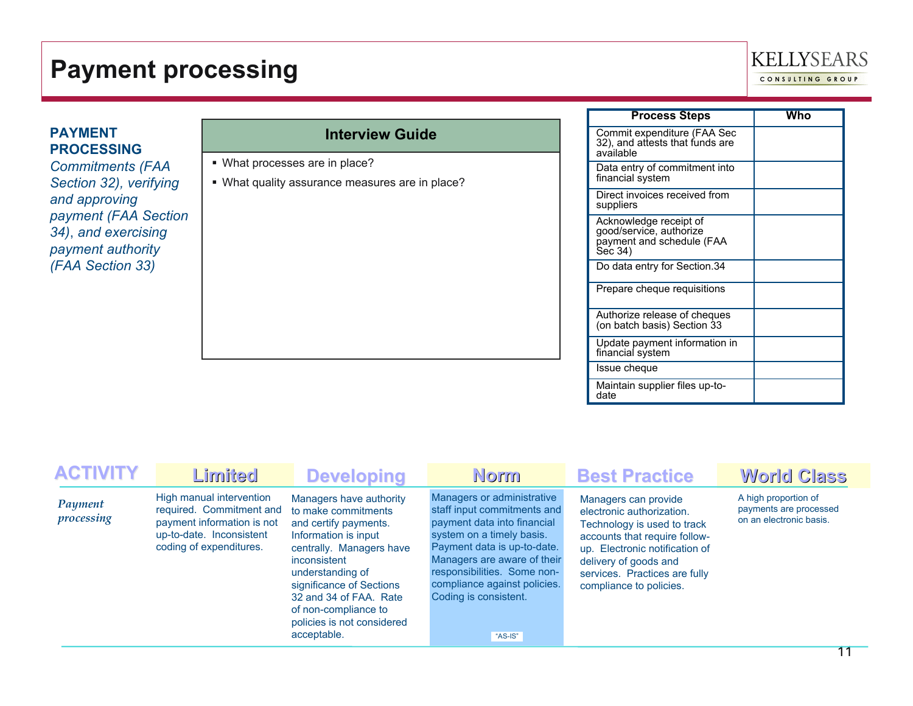# Payment processing

**PAYMENT PROCESSING**
*Commitments (FAA Section 32), verifying and approving payment (FAA Section 34), and exercising payment authority (FAA Section 33)*

| Interview Guide |
| --- |
| ▪ What processes are in place?<br>▪ What quality assurance measures are in place? |

| Process Steps | Who |
| --- | --- |
| Commit expenditure (FAA Sec 32), and attests that funds are available | |
| Data entry of commitment into financial system | |
| Direct invoices received from suppliers | |
| Acknowledge receipt of good/service, authorize payment and schedule (FAA Sec 34) | |
| Do data entry for Section.34 | |
| Prepare cheque requisitions | |
| Authorize release of cheques (on batch basis) Section 33 | |
| Update payment information in financial system | |
| Issue cheque | |
| Maintain supplier files up-to-date | |

| ACTIVITY | Limited | Developing | Norm | Best Practice | World Class |
| --- | --- | --- | --- | --- | --- |
| *Payment processing* | High manual intervention required. Commitment and payment information is not up-to-date. Inconsistent coding of expenditures. | Managers have authority to make commitments and certify payments. Information is input centrally. Managers have inconsistent understanding of significance of Sections 32 and 34 of FAA. Rate of non-compliance to policies is not considered acceptable. | Managers or administrative staff input commitments and payment data into financial system on a timely basis. Payment data is up-to-date. Managers are aware of their responsibilities. Some non-compliance against policies. Coding is consistent. "AS-IS" | Managers can provide electronic authorization. Technology is used to track accounts that require follow-up. Electronic notification of delivery of goods and services. Practices are fully compliance to policies. | A high proportion of payments are processed on an electronic basis. |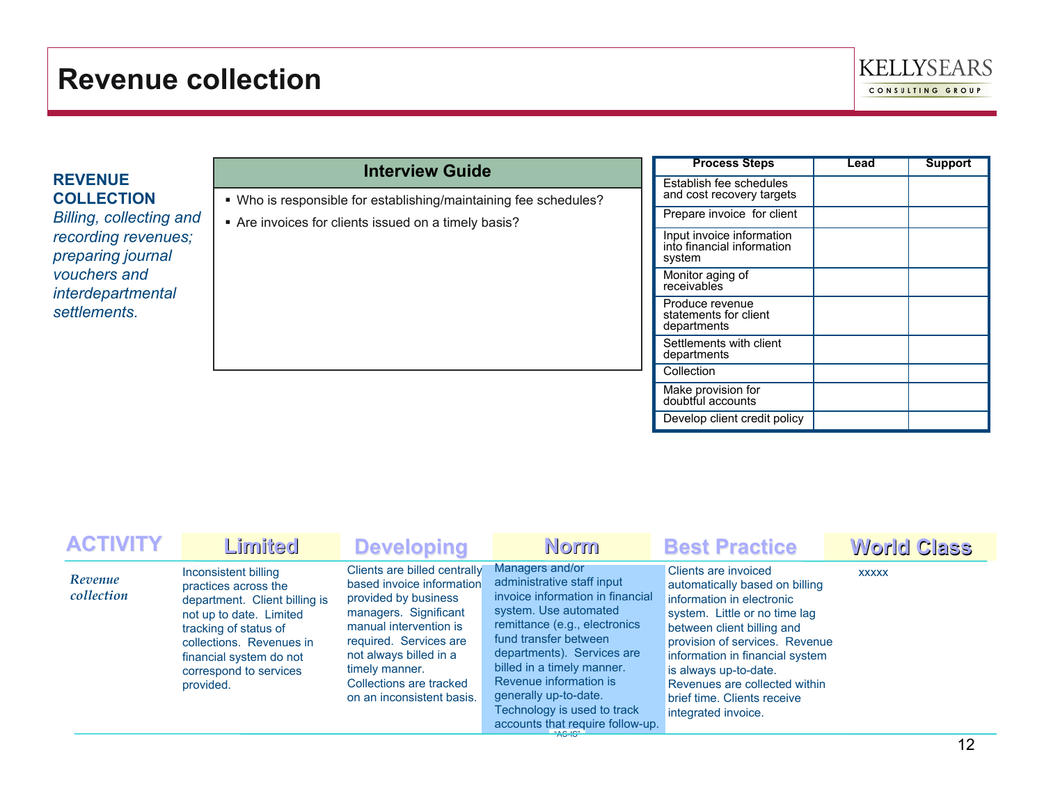# Revenue collection

**REVENUE COLLECTION**
*Billing, collecting and recording revenues; preparing journal vouchers and interdepartmental settlements.*

## Interview Guide

- Who is responsible for establishing/maintaining fee schedules?
- Are invoices for clients issued on a timely basis?

| Process Steps | Lead | Support |
|---|---|---|
| Establish fee schedules and cost recovery targets | | |
| Prepare invoice for client | | |
| Input invoice information into financial information system | | |
| Monitor aging of receivables | | |
| Produce revenue statements for client departments | | |
| Settlements with client departments | | |
| Collection | | |
| Make provision for doubtful accounts | | |
| Develop client credit policy | | |

| ACTIVITY | Limited | Developing | Norm | Best Practice | World Class |
|---|---|---|---|---|---|
| *Revenue collection* | Inconsistent billing practices across the department. Client billing is not up to date. Limited tracking of status of collections. Revenues in financial system do not correspond to services provided. | Clients are billed centrally based invoice information provided by business managers. Significant manual intervention is required. Services are not always billed in a timely manner. Collections are tracked on an inconsistent basis. | Managers and/or administrative staff input invoice information in financial system. Use automated remittance (e.g., electronics fund transfer between departments). Services are billed in a timely manner. Revenue information is generally up-to-date. Technology is used to track accounts that require follow-up. "AS-IS" | Clients are invoiced automatically based on billing information in electronic system. Little or no time lag between client billing and provision of services. Revenue information in financial system is always up-to-date. Revenues are collected within brief time. Clients receive integrated invoice. | xxxxx |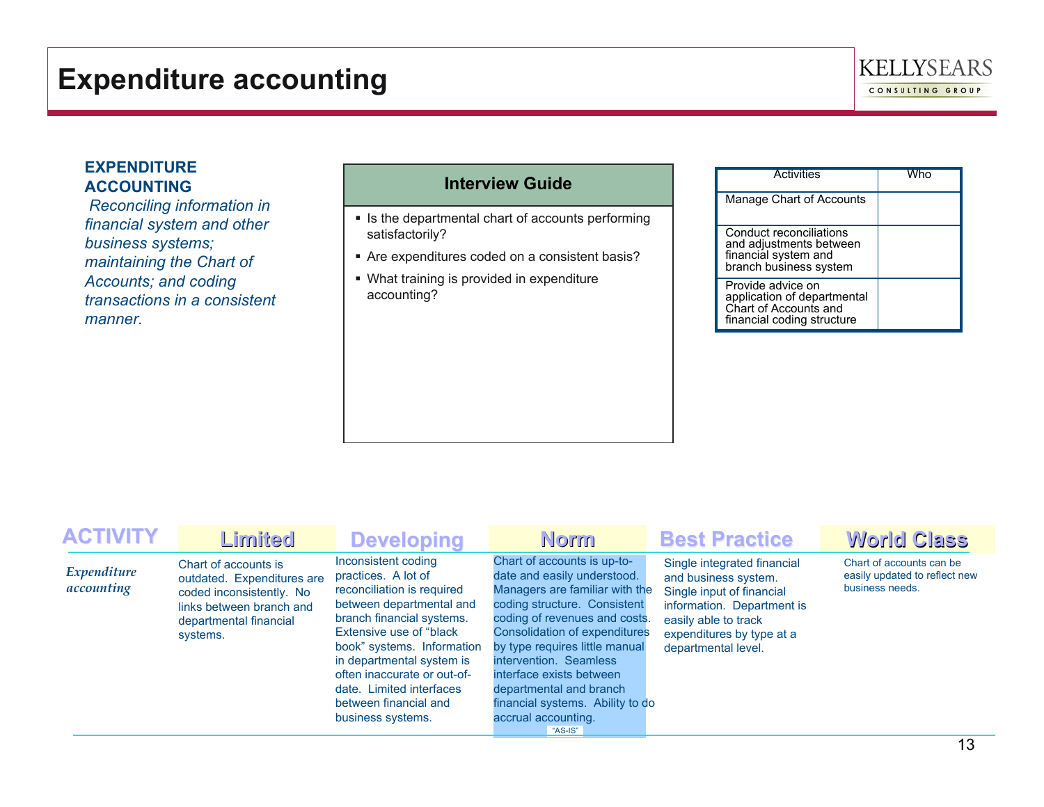# Expenditure accounting

**EXPENDITURE ACCOUNTING**

*Reconciling information in financial system and other business systems; maintaining the Chart of Accounts; and coding transactions in a consistent manner.*

### Interview Guide

- Is the departmental chart of accounts performing satisfactorily?
- Are expenditures coded on a consistent basis?
- What training is provided in expenditure accounting?

| Activities | Who |
|---|---|
| Manage Chart of Accounts | |
| Conduct reconciliations and adjustments between financial system and branch business system | |
| Provide advice on application of departmental Chart of Accounts and financial coding structure | |

| ACTIVITY | Limited | Developing | Norm | Best Practice | World Class |
|---|---|---|---|---|---|
| *Expenditure accounting* | Chart of accounts is outdated. Expenditures are coded inconsistently. No links between branch and departmental financial systems. | Inconsistent coding practices. A lot of reconciliation is required between departmental and branch financial systems. Extensive use of "black book" systems. Information in departmental system is often inaccurate or out-of-date. Limited interfaces between financial and business systems. | Chart of accounts is up-to-date and easily understood. Managers are familiar with the coding structure. Consistent coding of revenues and costs. Consolidation of expenditures by type requires little manual intervention. Seamless interface exists between departmental and branch financial systems. Ability to do accrual accounting. "AS-IS" | Single integrated financial and business system. Single input of financial information. Department is easily able to track expenditures by type at a departmental level. | Chart of accounts can be easily updated to reflect new business needs. |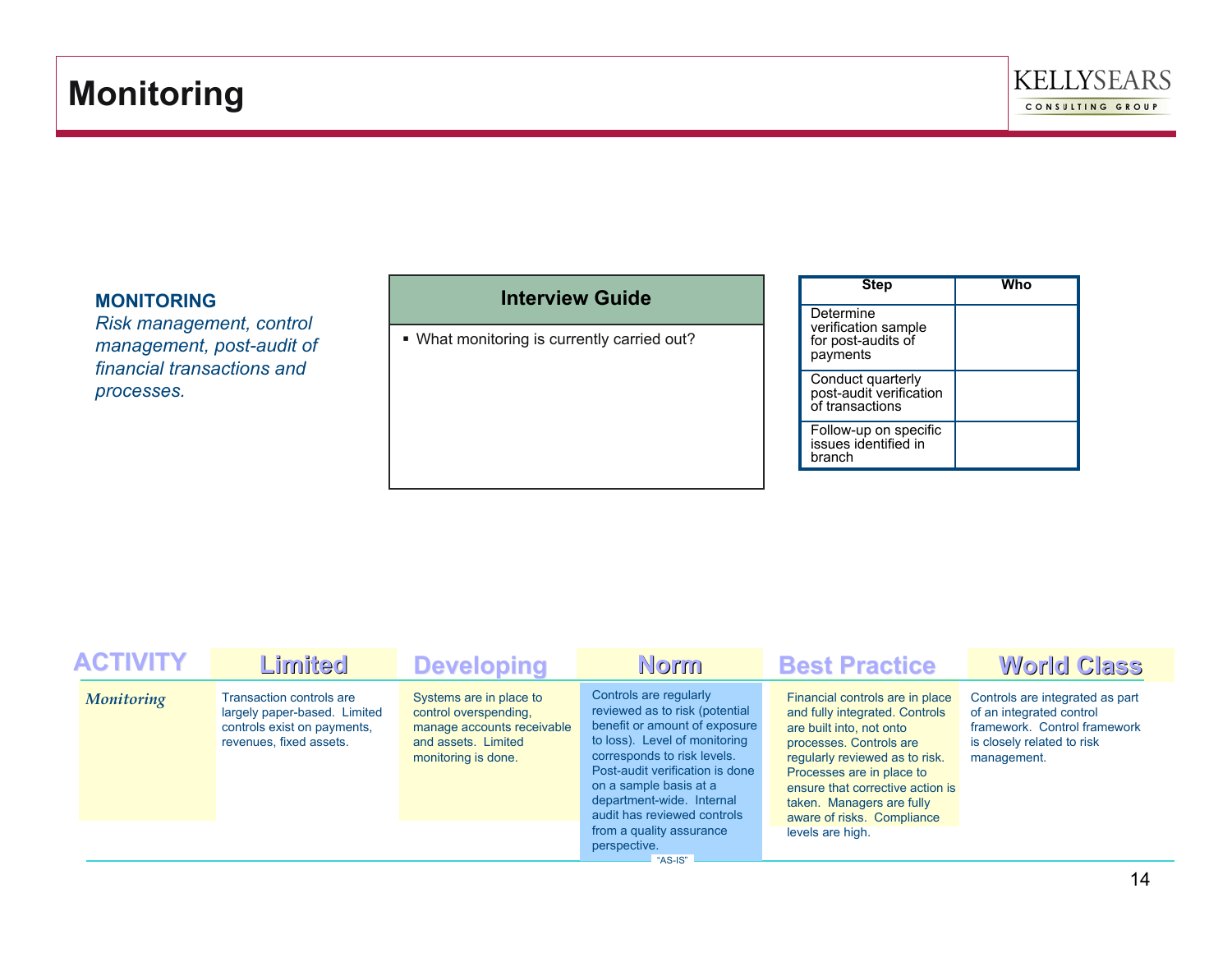# Monitoring

**MONITORING**
*Risk management, control management, post-audit of financial transactions and processes.*

| Interview Guide |
|---|
| ▪ What monitoring is currently carried out? |

| Step | Who |
|---|---|
| Determine verification sample for post-audits of payments | |
| Conduct quarterly post-audit verification of transactions | |
| Follow-up on specific issues identified in branch | |

| ACTIVITY | Limited | Developing | Norm | Best Practice | World Class |
|---|---|---|---|---|---|
| *Monitoring* | Transaction controls are largely paper-based. Limited controls exist on payments, revenues, fixed assets. | Systems are in place to control overspending, manage accounts receivable and assets. Limited monitoring is done. | Controls are regularly reviewed as to risk (potential benefit or amount of exposure to loss). Level of monitoring corresponds to risk levels. Post-audit verification is done on a sample basis at a department-wide. Internal audit has reviewed controls from a quality assurance perspective. "AS-IS" | Financial controls are in place and fully integrated. Controls are built into, not onto processes. Controls are regularly reviewed as to risk. Processes are in place to ensure that corrective action is taken. Managers are fully aware of risks. Compliance levels are high. | Controls are integrated as part of an integrated control framework. Control framework is closely related to risk management. |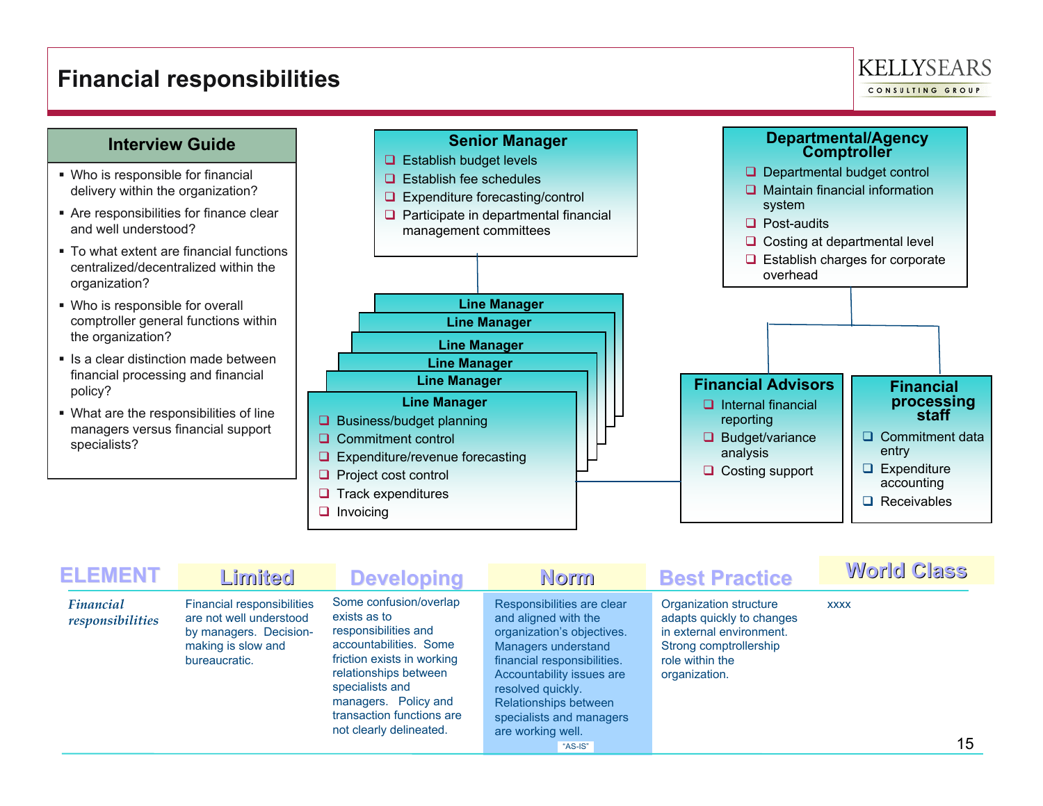# Financial responsibilities

## Interview Guide

- Who is responsible for financial delivery within the organization?
- Are responsibilities for finance clear and well understood?
- To what extent are financial functions centralized/decentralized within the organization?
- Who is responsible for overall comptroller general functions within the organization?
- Is a clear distinction made between financial processing and financial policy?
- What are the responsibilities of line managers versus financial support specialists?

### Senior Manager

- Establish budget levels
- Establish fee schedules
- Expenditure forecasting/control
- Participate in departmental financial management committees

### Departmental/Agency Comptroller

- Departmental budget control
- Maintain financial information system
- Post-audits
- Costing at departmental level
- Establish charges for corporate overhead

### Line Manager

- Business/budget planning
- Commitment control
- Expenditure/revenue forecasting
- Project cost control
- Track expenditures
- Invoicing

### Financial Advisors

- Internal financial reporting
- Budget/variance analysis
- Costing support

### Financial processing staff

- Commitment data entry
- Expenditure accounting
- Receivables

| ELEMENT | Limited | Developing | Norm | Best Practice | World Class |
|---|---|---|---|---|---|
| *Financial responsibilities* | Financial responsibilities are not well understood by managers. Decision-making is slow and bureaucratic. | Some confusion/overlap exists as to responsibilities and accountabilities. Some friction exists in working relationships between specialists and managers. Policy and transaction functions are not clearly delineated. | Responsibilities are clear and aligned with the organization's objectives. Managers understand financial responsibilities. Accountability issues are resolved quickly. Relationships between specialists and managers are working well. "AS-IS" | Organization structure adapts quickly to changes in external environment. Strong comptrollership role within the organization. | xxxx |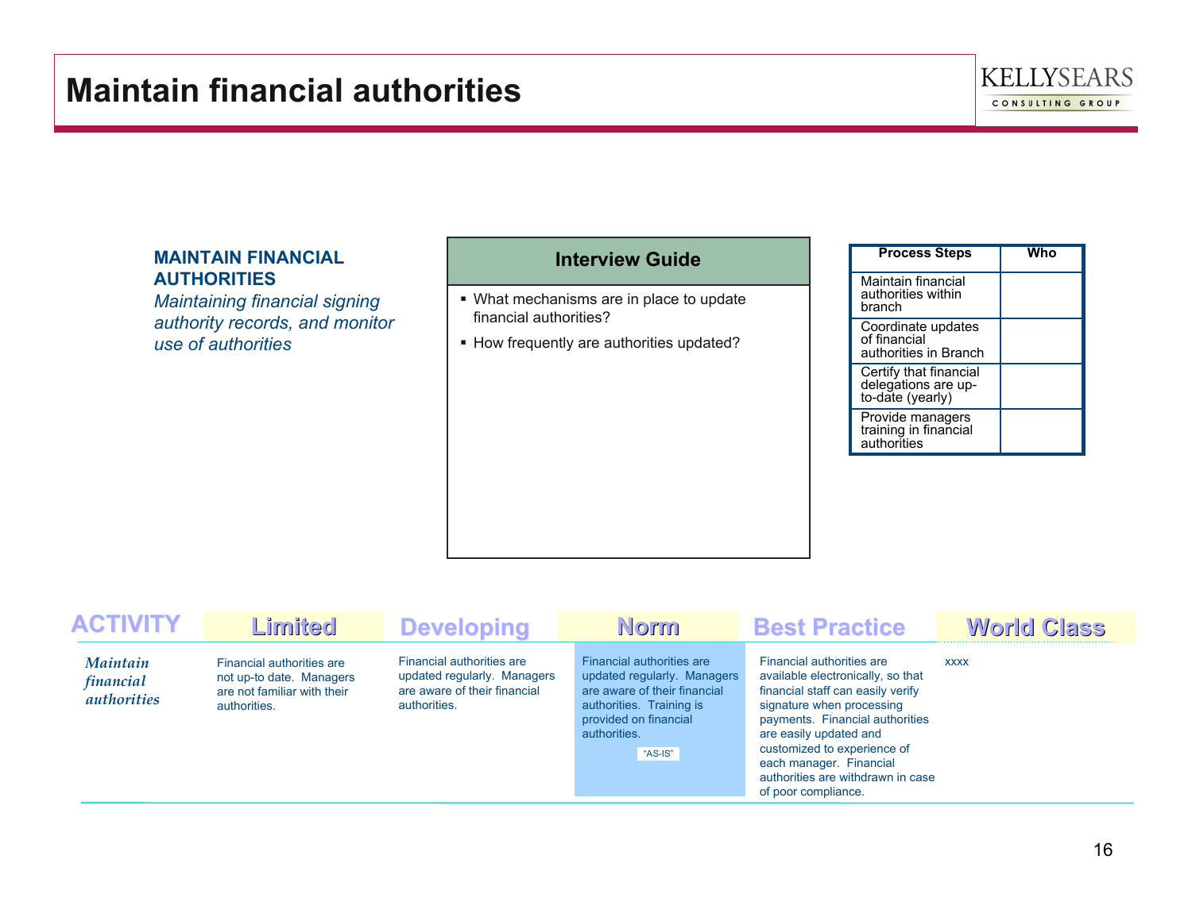# Maintain financial authorities

**MAINTAIN FINANCIAL AUTHORITIES**

*Maintaining financial signing authority records, and monitor use of authorities*

## Interview Guide

- What mechanisms are in place to update financial authorities?
- How frequently are authorities updated?

| Process Steps | Who |
|---|---|
| Maintain financial authorities within branch | |
| Coordinate updates of financial authorities in Branch | |
| Certify that financial delegations are up-to-date (yearly) | |
| Provide managers training in financial authorities | |

| ACTIVITY | Limited | Developing | Norm | Best Practice | World Class |
|---|---|---|---|---|---|
| *Maintain financial authorities* | Financial authorities are not up-to date. Managers are not familiar with their authorities. | Financial authorities are updated regularly. Managers are aware of their financial authorities. | Financial authorities are updated regularly. Managers are aware of their financial authorities. Training is provided on financial authorities. "AS-IS" | Financial authorities are available electronically, so that financial staff can easily verify signature when processing payments. Financial authorities are easily updated and customized to experience of each manager. Financial authorities are withdrawn in case of poor compliance. | xxxx |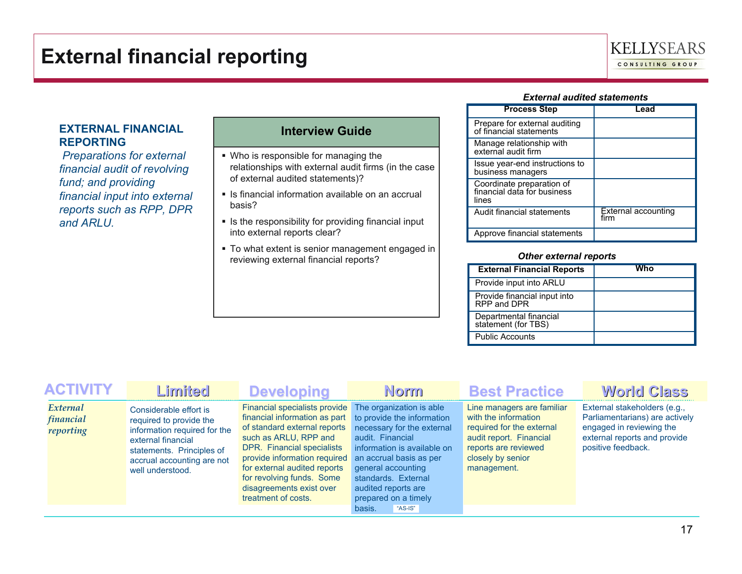# External financial reporting

**EXTERNAL FINANCIAL REPORTING**

*Preparations for external financial audit of revolving fund; and providing financial input into external reports such as RPP, DPR and ARLU.*

## Interview Guide

- Who is responsible for managing the relationships with external audit firms (in the case of external audited statements)?
- Is financial information available on an accrual basis?
- Is the responsibility for providing financial input into external reports clear?
- To what extent is senior management engaged in reviewing external financial reports?

***External audited statements***

| Process Step | Lead |
|---|---|
| Prepare for external auditing of financial statements | |
| Manage relationship with external audit firm | |
| Issue year-end instructions to business managers | |
| Coordinate preparation of financial data for business lines | |
| Audit financial statements | External accounting firm |
| Approve financial statements | |

***Other external reports***

| External Financial Reports | Who |
|---|---|
| Provide input into ARLU | |
| Provide financial input into RPP and DPR | |
| Departmental financial statement (for TBS) | |
| Public Accounts | |

| ACTIVITY | Limited | Developing | Norm | Best Practice | World Class |
|---|---|---|---|---|---|
| *External financial reporting* | Considerable effort is required to provide the information required for the external financial statements. Principles of accrual accounting are not well understood. | Financial specialists provide financial information as part of standard external reports such as ARLU, RPP and DPR. Financial specialists provide information required for external audited reports for revolving funds. Some disagreements exist over treatment of costs. | The organization is able to provide the information necessary for the external audit. Financial information is available on an accrual basis as per general accounting standards. External audited reports are prepared on a timely basis. "AS-IS" | Line managers are familiar with the information required for the external audit report. Financial reports are reviewed closely by senior management. | External stakeholders (e.g., Parliamentarians) are actively engaged in reviewing the external reports and provide positive feedback. |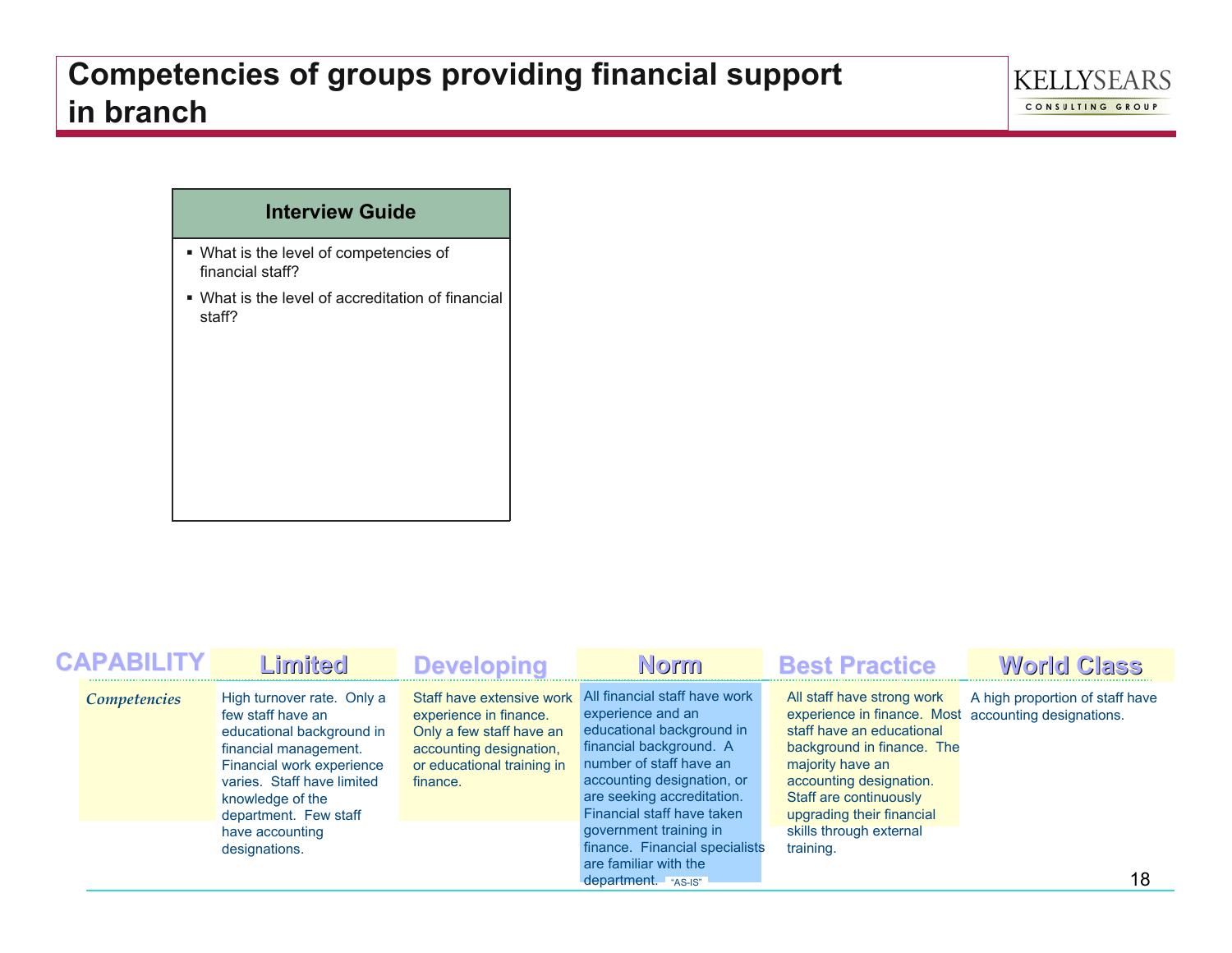# Competencies of groups providing financial support in branch

KELLYSEARS CONSULTING GROUP

**Interview Guide**

- What is the level of competencies of financial staff?
- What is the level of accreditation of financial staff?

| CAPABILITY | Limited | Developing | Norm | Best Practice | World Class |
|---|---|---|---|---|---|
| *Competencies* | High turnover rate. Only a few staff have an educational background in financial management. Financial work experience varies. Staff have limited knowledge of the department. Few staff have accounting designations. | Staff have extensive work experience in finance. Only a few staff have an accounting designation, or educational training in finance. | All financial staff have work experience and an educational background in financial background. A number of staff have an accounting designation, or are seeking accreditation. Financial staff have taken government training in finance. Financial specialists are familiar with the department. "AS-IS" | All staff have strong work experience in finance. Most staff have an educational background in finance. The majority have an accounting designation. Staff are continuously upgrading their financial skills through external training. | A high proportion of staff have accounting designations. |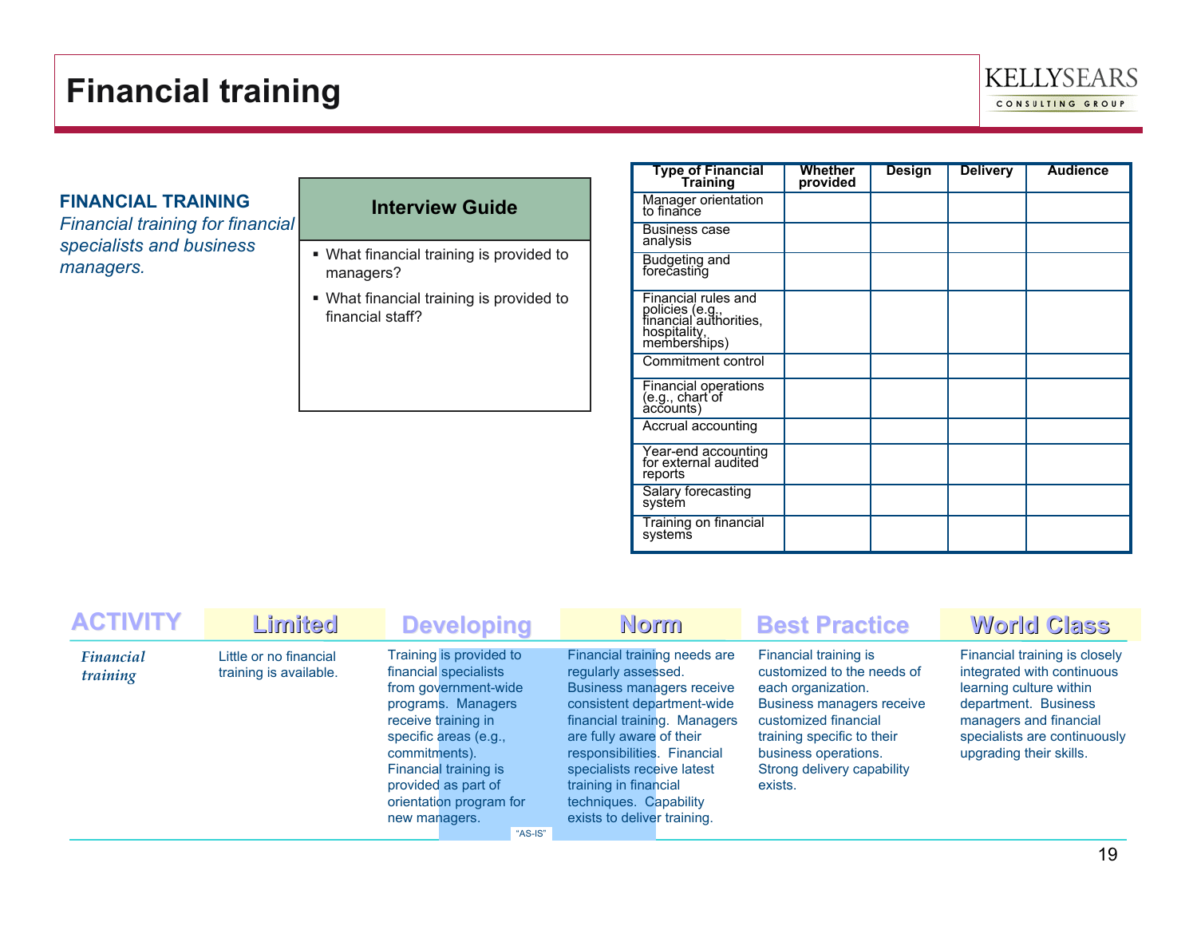# Financial training

**FINANCIAL TRAINING**
*Financial training for financial specialists and business managers.*

**Interview Guide**

- What financial training is provided to managers?
- What financial training is provided to financial staff?

| Type of Financial Training | Whether provided | Design | Delivery | Audience |
|---|---|---|---|---|
| Manager orientation to finance | | | | |
| Business case analysis | | | | |
| Budgeting and forecasting | | | | |
| Financial rules and policies (e.g., financial authorities, hospitality, memberships) | | | | |
| Commitment control | | | | |
| Financial operations (e.g., chart of accounts) | | | | |
| Accrual accounting | | | | |
| Year-end accounting for external audited reports | | | | |
| Salary forecasting system | | | | |
| Training on financial systems | | | | |

| ACTIVITY | Limited | Developing | Norm | Best Practice | World Class |
|---|---|---|---|---|---|
| *Financial training* | Little or no financial training is available. | Training is provided to financial specialists from government-wide programs. Managers receive training in specific areas (e.g., commitments). Financial training is provided as part of orientation program for new managers. | Financial training needs are regularly assessed. Business managers receive consistent department-wide financial training. Managers are fully aware of their responsibilities. Financial specialists receive latest training in financial techniques. Capability exists to deliver training. | Financial training is customized to the needs of each organization. Business managers receive customized financial training specific to their business operations. Strong delivery capability exists. | Financial training is closely integrated with continuous learning culture within department. Business managers and financial specialists are continuously upgrading their skills. |

"AS-IS" (spanning Developing and Norm)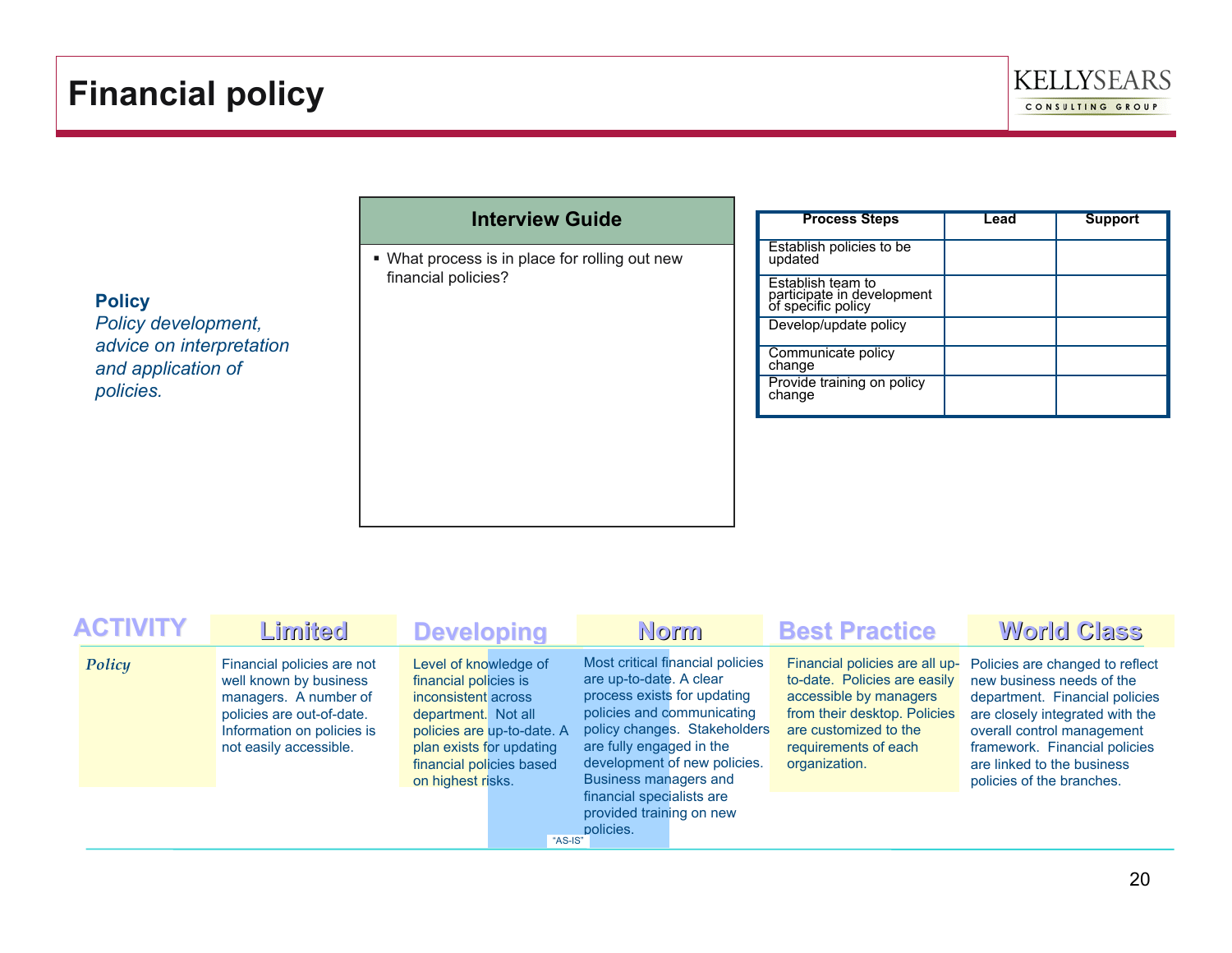# Financial policy

**Policy**
*Policy development, advice on interpretation and application of policies.*

## Interview Guide

- What process is in place for rolling out new financial policies?

| Process Steps | Lead | Support |
|---|---|---|
| Establish policies to be updated | | |
| Establish team to participate in development of specific policy | | |
| Develop/update policy | | |
| Communicate policy change | | |
| Provide training on policy change | | |

| ACTIVITY | Limited | Developing | Norm | Best Practice | World Class |
|---|---|---|---|---|---|
| *Policy* | Financial policies are not well known by business managers. A number of policies are out-of-date. Information on policies is not easily accessible. | Level of knowledge of financial policies is inconsistent across department. Not all policies are up-to-date. A plan exists for updating financial policies based on highest risks. | Most critical financial policies are up-to-date. A clear process exists for updating policies and communicating policy changes. Stakeholders are fully engaged in the development of new policies. Business managers and financial specialists are provided training on new policies. | Financial policies are all up-to-date. Policies are easily accessible by managers from their desktop. Policies are customized to the requirements of each organization. | Policies are changed to reflect new business needs of the department. Financial policies are closely integrated with the overall control management framework. Financial policies are linked to the business policies of the branches. |

"AS-IS"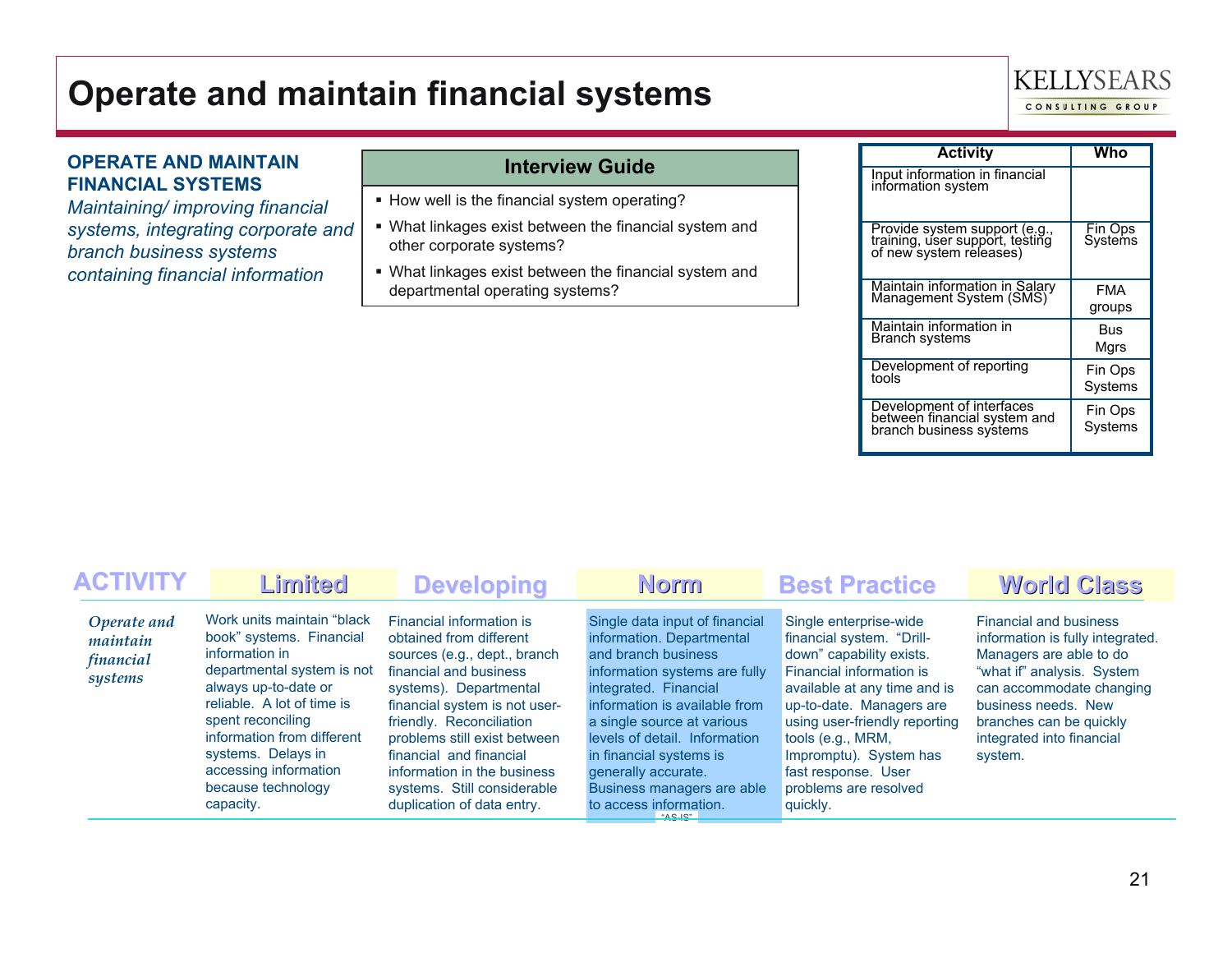# Operate and maintain financial systems

**OPERATE AND MAINTAIN FINANCIAL SYSTEMS**

*Maintaining/ improving financial systems, integrating corporate and branch business systems containing financial information*

| Interview Guide |
|---|
| ▪ How well is the financial system operating? <br> ▪ What linkages exist between the financial system and other corporate systems? <br> ▪ What linkages exist between the financial system and departmental operating systems? |

| Activity | Who |
|---|---|
| Input information in financial information system | |
| Provide system support (e.g., training, user support, testing of new system releases) | Fin Ops Systems |
| Maintain information in Salary Management System (SMS) | FMA groups |
| Maintain information in Branch systems | Bus Mgrs |
| Development of reporting tools | Fin Ops Systems |
| Development of interfaces between financial system and branch business systems | Fin Ops Systems |

| ACTIVITY | Limited | Developing | Norm | Best Practice | World Class |
|---|---|---|---|---|---|
| *Operate and maintain financial systems* | Work units maintain "black book" systems. Financial information in departmental system is not always up-to-date or reliable. A lot of time is spent reconciling information from different systems. Delays in accessing information because technology capacity. | Financial information is obtained from different sources (e.g., dept., branch financial and business systems). Departmental financial system is not user-friendly. Reconciliation problems still exist between financial and financial information in the business systems. Still considerable duplication of data entry. | Single data input of financial information. Departmental and branch business information systems are fully integrated. Financial information is available from a single source at various levels of detail. Information in financial systems is generally accurate. Business managers are able to access information. "AS-IS" | Single enterprise-wide financial system. "Drill-down" capability exists. Financial information is available at any time and is up-to-date. Managers are using user-friendly reporting tools (e.g., MRM, Impromptu). System has fast response. User problems are resolved quickly. | Financial and business information is fully integrated. Managers are able to do "what if" analysis. System can accommodate changing business needs. New branches can be quickly integrated into financial system. |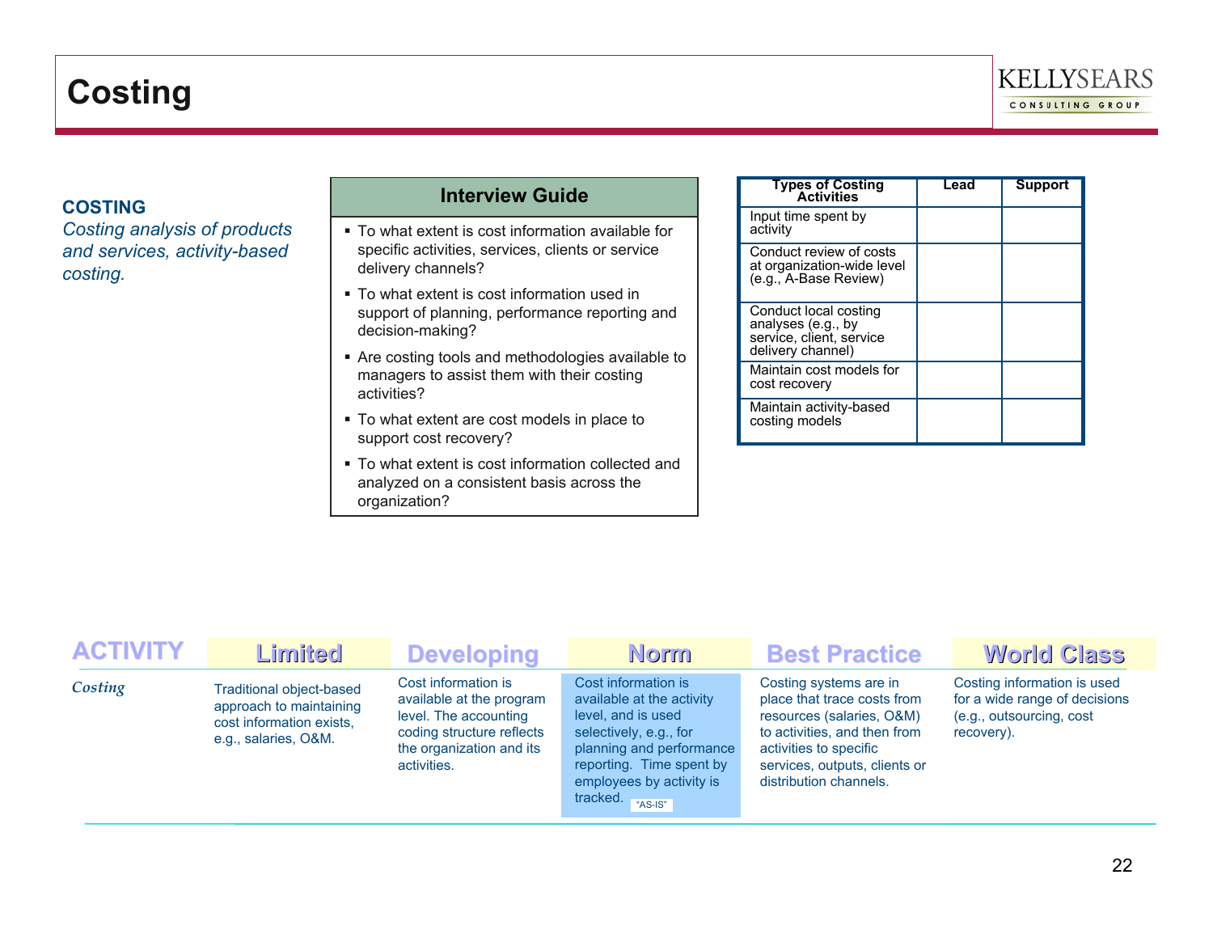# Costing

KELLYSEARS
CONSULTING GROUP

**COSTING**
*Costing analysis of products and services, activity-based costing.*

## Interview Guide

- To what extent is cost information available for specific activities, services, clients or service delivery channels?
- To what extent is cost information used in support of planning, performance reporting and decision-making?
- Are costing tools and methodologies available to managers to assist them with their costing activities?
- To what extent are cost models in place to support cost recovery?
- To what extent is cost information collected and analyzed on a consistent basis across the organization?

| Types of Costing Activities | Lead | Support |
|---|---|---|
| Input time spent by activity | | |
| Conduct review of costs at organization-wide level (e.g., A-Base Review) | | |
| Conduct local costing analyses (e.g., by service, client, service delivery channel) | | |
| Maintain cost models for cost recovery | | |
| Maintain activity-based costing models | | |

| ACTIVITY | Limited | Developing | Norm | Best Practice | World Class |
|---|---|---|---|---|---|
| *Costing* | Traditional object-based approach to maintaining cost information exists, e.g., salaries, O&M. | Cost information is available at the program level. The accounting coding structure reflects the organization and its activities. | Cost information is available at the activity level, and is used selectively, e.g., for planning and performance reporting. Time spent by employees by activity is tracked. "AS-IS" | Costing systems are in place that trace costs from resources (salaries, O&M) to activities, and then from activities to specific services, outputs, clients or distribution channels. | Costing information is used for a wide range of decisions (e.g., outsourcing, cost recovery). |